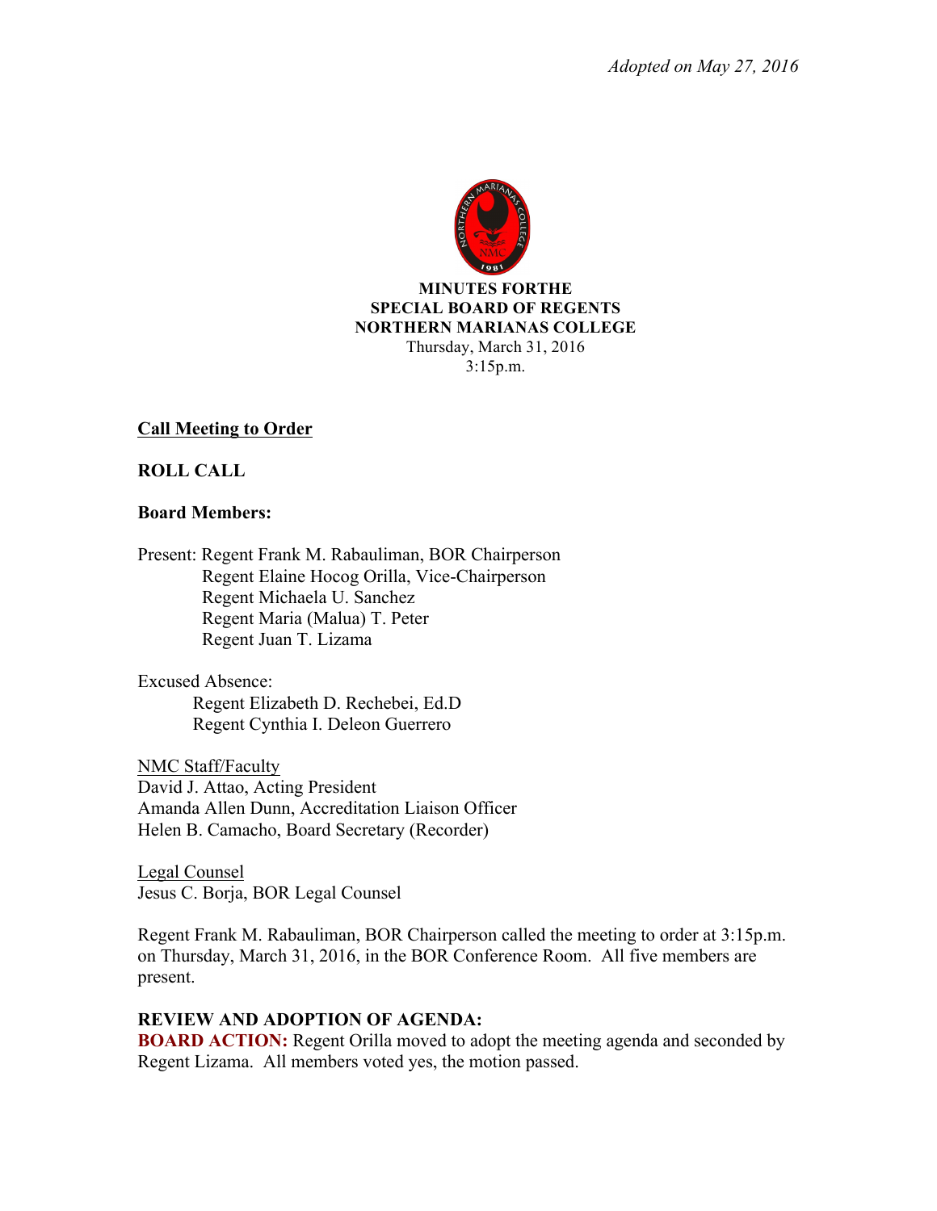*Adopted on May 27, 2016*

**MINUTES FORTHE**
**SPECIAL BOARD OF REGENTS**
**NORTHERN MARIANAS COLLEGE**
Thursday, March 31, 2016
3:15p.m.

**Call Meeting to Order**

**ROLL CALL**

**Board Members:**

Present: Regent Frank M. Rabauliman, BOR Chairperson
Regent Elaine Hocog Orilla, Vice-Chairperson
Regent Michaela U. Sanchez
Regent Maria (Malua) T. Peter
Regent Juan T. Lizama

Excused Absence:
Regent Elizabeth D. Rechebei, Ed.D
Regent Cynthia I. Deleon Guerrero

NMC Staff/Faculty
David J. Attao, Acting President
Amanda Allen Dunn, Accreditation Liaison Officer
Helen B. Camacho, Board Secretary (Recorder)

Legal Counsel
Jesus C. Borja, BOR Legal Counsel

Regent Frank M. Rabauliman, BOR Chairperson called the meeting to order at 3:15p.m. on Thursday, March 31, 2016, in the BOR Conference Room. All five members are present.

**REVIEW AND ADOPTION OF AGENDA:**
**BOARD ACTION:** Regent Orilla moved to adopt the meeting agenda and seconded by Regent Lizama. All members voted yes, the motion passed.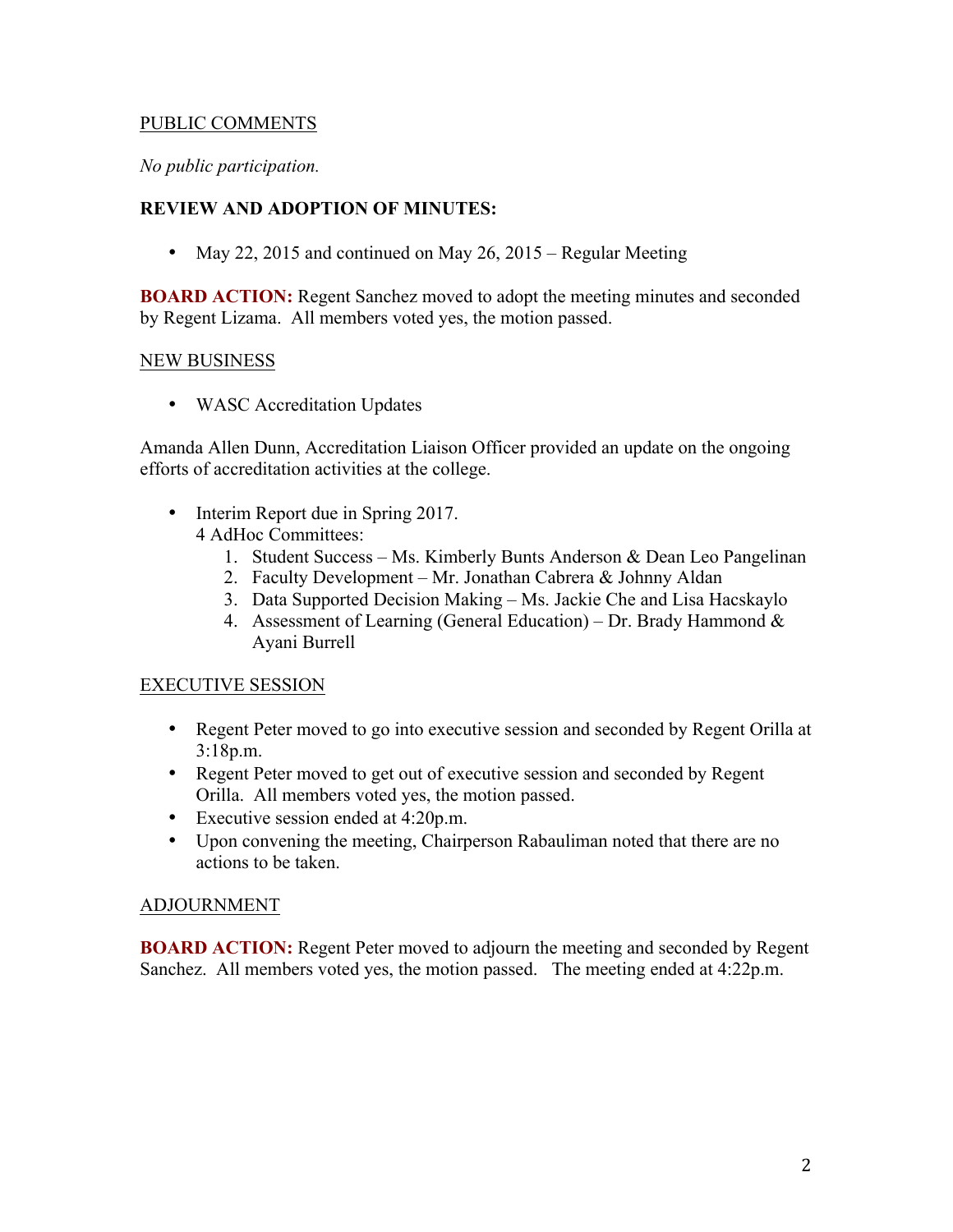PUBLIC COMMENTS

*No public participation.*

**REVIEW AND ADOPTION OF MINUTES:**

- May 22, 2015 and continued on May 26, 2015 – Regular Meeting

**BOARD ACTION:** Regent Sanchez moved to adopt the meeting minutes and seconded by Regent Lizama. All members voted yes, the motion passed.

NEW BUSINESS

- WASC Accreditation Updates

Amanda Allen Dunn, Accreditation Liaison Officer provided an update on the ongoing efforts of accreditation activities at the college.

- Interim Report due in Spring 2017.
  4 AdHoc Committees:
  1. Student Success – Ms. Kimberly Bunts Anderson & Dean Leo Pangelinan
  2. Faculty Development – Mr. Jonathan Cabrera & Johnny Aldan
  3. Data Supported Decision Making – Ms. Jackie Che and Lisa Hacskaylo
  4. Assessment of Learning (General Education) – Dr. Brady Hammond & Ayani Burrell

EXECUTIVE SESSION

- Regent Peter moved to go into executive session and seconded by Regent Orilla at 3:18p.m.
- Regent Peter moved to get out of executive session and seconded by Regent Orilla. All members voted yes, the motion passed.
- Executive session ended at 4:20p.m.
- Upon convening the meeting, Chairperson Rabauliman noted that there are no actions to be taken.

ADJOURNMENT

**BOARD ACTION:** Regent Peter moved to adjourn the meeting and seconded by Regent Sanchez. All members voted yes, the motion passed. The meeting ended at 4:22p.m.